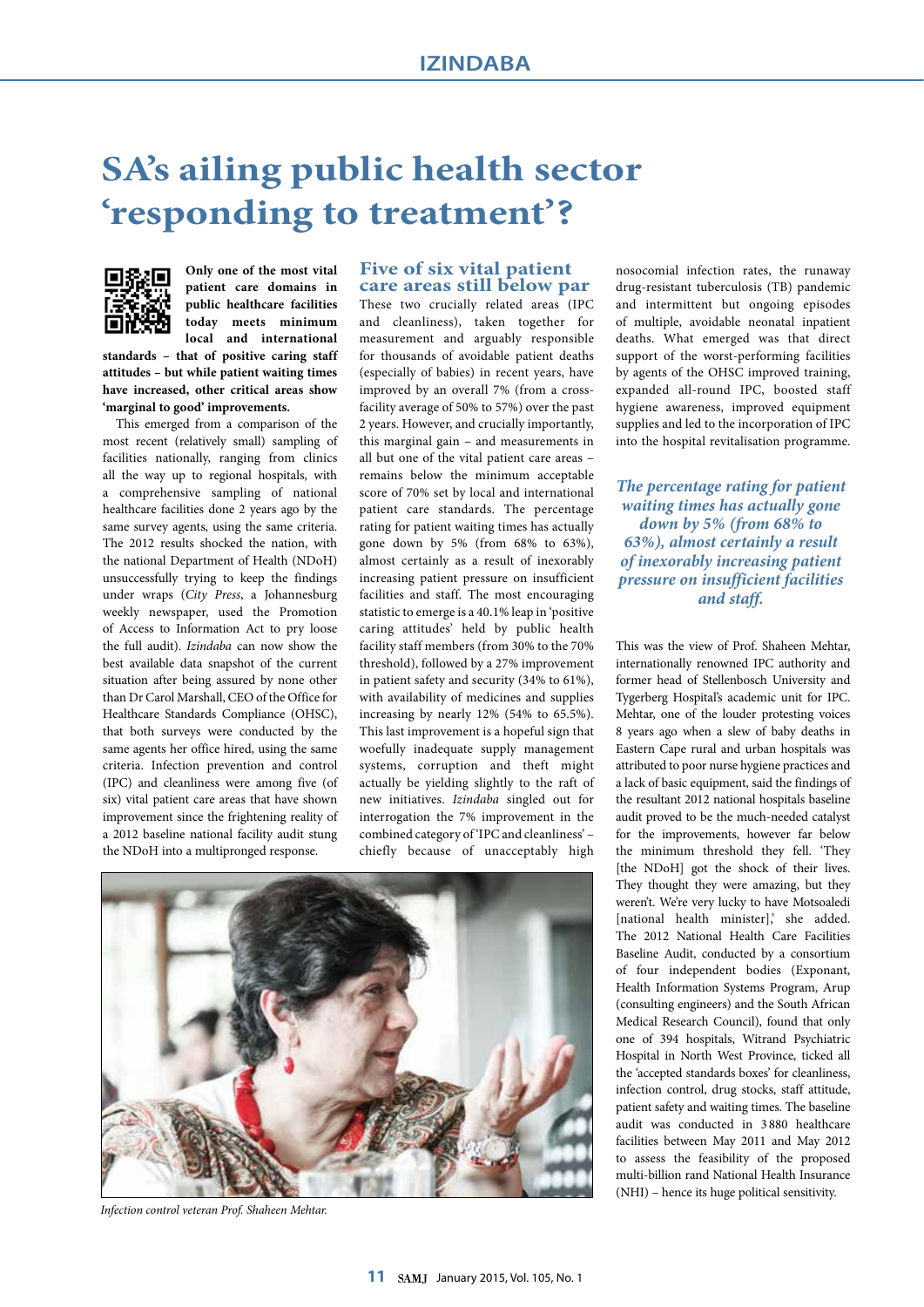# SA's ailing public health sector 'responding to treatment'?

**Only one of the most vital patient care domains in public healthcare facilities today meets minimum local and international standards – that of positive caring staff attitudes – but while patient waiting times have increased, other critical areas show 'marginal to good' improvements.**

This emerged from a comparison of the most recent (relatively small) sampling of facilities nationally, ranging from clinics all the way up to regional hospitals, with a comprehensive sampling of national healthcare facilities done 2 years ago by the same survey agents, using the same criteria. The 2012 results shocked the nation, with the national Department of Health (NDoH) unsuccessfully trying to keep the findings under wraps (*City Press*, a Johannesburg weekly newspaper, used the Promotion of Access to Information Act to pry loose the full audit). *Izindaba* can now show the best available data snapshot of the current situation after being assured by none other than Dr Carol Marshall, CEO of the Office for Healthcare Standards Compliance (OHSC), that both surveys were conducted by the same agents her office hired, using the same criteria. Infection prevention and control (IPC) and cleanliness were among five (of six) vital patient care areas that have shown improvement since the frightening reality of a 2012 baseline national facility audit stung the NDoH into a multipronged response.

## Five of six vital patient care areas still below par

These two crucially related areas (IPC and cleanliness), taken together for measurement and arguably responsible for thousands of avoidable patient deaths (especially of babies) in recent years, have improved by an overall 7% (from a cross-facility average of 50% to 57%) over the past 2 years. However, and crucially importantly, this marginal gain – and measurements in all but one of the vital patient care areas – remains below the minimum acceptable score of 70% set by local and international patient care standards. The percentage rating for patient waiting times has actually gone down by 5% (from 68% to 63%), almost certainly as a result of inexorably increasing patient pressure on insufficient facilities and staff. The most encouraging statistic to emerge is a 40.1% leap in 'positive caring attitudes' held by public health facility staff members (from 30% to the 70% threshold), followed by a 27% improvement in patient safety and security (34% to 61%), with availability of medicines and supplies increasing by nearly 12% (54% to 65.5%). This last improvement is a hopeful sign that woefully inadequate supply management systems, corruption and theft might actually be yielding slightly to the raft of new initiatives. *Izindaba* singled out for interrogation the 7% improvement in the combined category of 'IPC and cleanliness' – chiefly because of unacceptably high nosocomial infection rates, the runaway drug-resistant tuberculosis (TB) pandemic and intermittent but ongoing episodes of multiple, avoidable neonatal inpatient deaths. What emerged was that direct support of the worst-performing facilities by agents of the OHSC improved training, expanded all-round IPC, boosted staff hygiene awareness, improved equipment supplies and led to the incorporation of IPC into the hospital revitalisation programme.

*The percentage rating for patient waiting times has actually gone down by 5% (from 68% to 63%), almost certainly a result of inexorably increasing patient pressure on insufficient facilities and staff.*

This was the view of Prof. Shaheen Mehtar, internationally renowned IPC authority and former head of Stellenbosch University and Tygerberg Hospital's academic unit for IPC. Mehtar, one of the louder protesting voices 8 years ago when a slew of baby deaths in Eastern Cape rural and urban hospitals was attributed to poor nurse hygiene practices and a lack of basic equipment, said the findings of the resultant 2012 national hospitals baseline audit proved to be the much-needed catalyst for the improvements, however far below the minimum threshold they fell. 'They [the NDoH] got the shock of their lives. They thought they were amazing, but they weren't. We're very lucky to have Motsoaledi [national health minister],' she added. The 2012 National Health Care Facilities Baseline Audit, conducted by a consortium of four independent bodies (Exponant, Health Information Systems Program, Arup (consulting engineers) and the South African Medical Research Council), found that only one of 394 hospitals, Witrand Psychiatric Hospital in North West Province, ticked all the 'accepted standards boxes' for cleanliness, infection control, drug stocks, staff attitude, patient safety and waiting times. The baseline audit was conducted in 3 880 healthcare facilities between May 2011 and May 2012 to assess the feasibility of the proposed multi-billion rand National Health Insurance (NHI) – hence its huge political sensitivity.

*Infection control veteran Prof. Shaheen Mehtar.*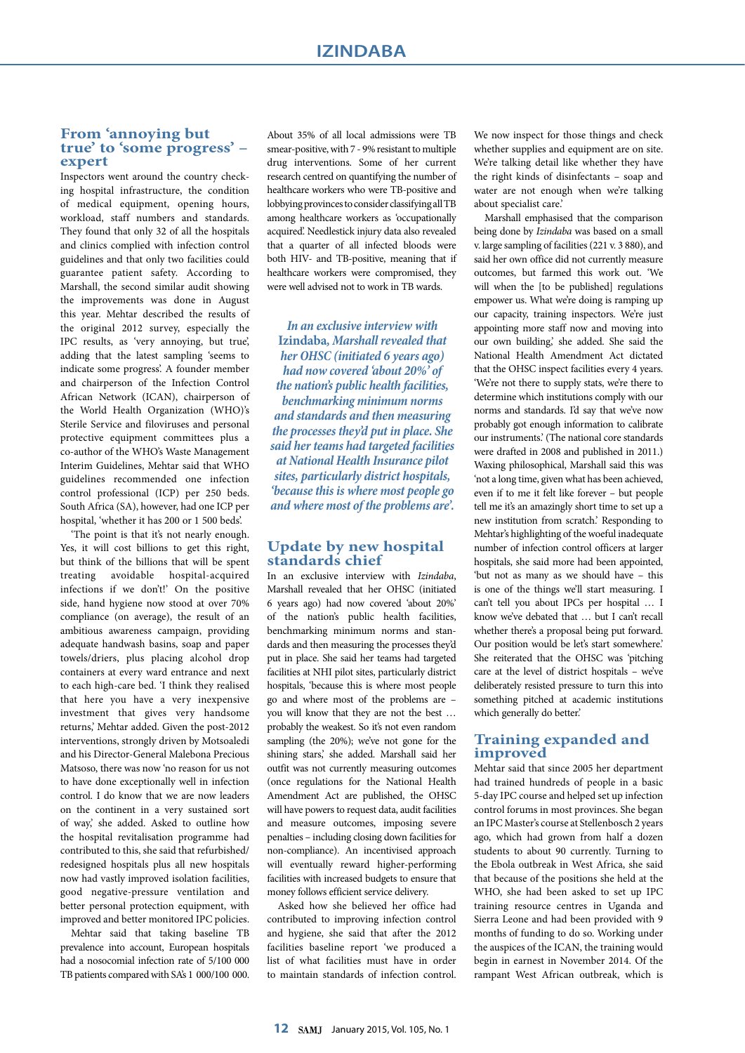## From 'annoying but true' to 'some progress' – expert

Inspectors went around the country checking hospital infrastructure, the condition of medical equipment, opening hours, workload, staff numbers and standards. They found that only 32 of all the hospitals and clinics complied with infection control guidelines and that only two facilities could guarantee patient safety. According to Marshall, the second similar audit showing the improvements was done in August this year. Mehtar described the results of the original 2012 survey, especially the IPC results, as 'very annoying, but true', adding that the latest sampling 'seems to indicate some progress'. A founder member and chairperson of the Infection Control African Network (ICAN), chairperson of the World Health Organization (WHO)'s Sterile Service and filoviruses and personal protective equipment committees plus a co-author of the WHO's Waste Management Interim Guidelines, Mehtar said that WHO guidelines recommended one infection control professional (ICP) per 250 beds. South Africa (SA), however, had one ICP per hospital, 'whether it has 200 or 1 500 beds'.

'The point is that it's not nearly enough. Yes, it will cost billions to get this right, but think of the billions that will be spent treating avoidable hospital-acquired infections if we don't!' On the positive side, hand hygiene now stood at over 70% compliance (on average), the result of an ambitious awareness campaign, providing adequate handwash basins, soap and paper towels/driers, plus placing alcohol drop containers at every ward entrance and next to each high-care bed. 'I think they realised that here you have a very inexpensive investment that gives very handsome returns,' Mehtar added. Given the post-2012 interventions, strongly driven by Motsoaledi and his Director-General Malebona Precious Matsoso, there was now 'no reason for us not to have done exceptionally well in infection control. I do know that we are now leaders on the continent in a very sustained sort of way,' she added. Asked to outline how the hospital revitalisation programme had contributed to this, she said that refurbished/redesigned hospitals plus all new hospitals now had vastly improved isolation facilities, good negative-pressure ventilation and better personal protection equipment, with improved and better monitored IPC policies.

Mehtar said that taking baseline TB prevalence into account, European hospitals had a nosocomial infection rate of 5/100 000 TB patients compared with SA's 1 000/100 000. About 35% of all local admissions were TB smear-positive, with 7 - 9% resistant to multiple drug interventions. Some of her current research centred on quantifying the number of healthcare workers who were TB-positive and lobbying provinces to consider classifying all TB among healthcare workers as 'occupationally acquired'. Needlestick injury data also revealed that a quarter of all infected bloods were both HIV- and TB-positive, meaning that if healthcare workers were compromised, they were well advised not to work in TB wards.

> *In an exclusive interview with* **Izindaba**, *Marshall revealed that her OHSC (initiated 6 years ago) had now covered 'about 20%' of the nation's public health facilities, benchmarking minimum norms and standards and then measuring the processes they'd put in place. She said her teams had targeted facilities at National Health Insurance pilot sites, particularly district hospitals, 'because this is where most people go and where most of the problems are'.*

## Update by new hospital standards chief

In an exclusive interview with *Izindaba*, Marshall revealed that her OHSC (initiated 6 years ago) had now covered 'about 20%' of the nation's public health facilities, benchmarking minimum norms and standards and then measuring the processes they'd put in place. She said her teams had targeted facilities at NHI pilot sites, particularly district hospitals, 'because this is where most people go and where most of the problems are – you will know that they are not the best … probably the weakest. So it's not even random sampling (the 20%); we've not gone for the shining stars,' she added. Marshall said her outfit was not currently measuring outcomes (once regulations for the National Health Amendment Act are published, the OHSC will have powers to request data, audit facilities and measure outcomes, imposing severe penalties – including closing down facilities for non-compliance). An incentivised approach will eventually reward higher-performing facilities with increased budgets to ensure that money follows efficient service delivery.

Asked how she believed her office had contributed to improving infection control and hygiene, she said that after the 2012 facilities baseline report 'we produced a list of what facilities must have in order to maintain standards of infection control. We now inspect for those things and check whether supplies and equipment are on site. We're talking detail like whether they have the right kinds of disinfectants – soap and water are not enough when we're talking about specialist care.'

Marshall emphasised that the comparison being done by *Izindaba* was based on a small v. large sampling of facilities (221 v. 3 880), and said her own office did not currently measure outcomes, but farmed this work out. 'We will when the [to be published] regulations empower us. What we're doing is ramping up our capacity, training inspectors. We're just appointing more staff now and moving into our own building,' she added. She said the National Health Amendment Act dictated that the OHSC inspect facilities every 4 years. 'We're not there to supply stats, we're there to determine which institutions comply with our norms and standards. I'd say that we've now probably got enough information to calibrate our instruments.' (The national core standards were drafted in 2008 and published in 2011.) Waxing philosophical, Marshall said this was 'not a long time, given what has been achieved, even if to me it felt like forever – but people tell me it's an amazingly short time to set up a new institution from scratch.' Responding to Mehtar's highlighting of the woeful inadequate number of infection control officers at larger hospitals, she said more had been appointed, 'but not as many as we should have – this is one of the things we'll start measuring. I can't tell you about IPCs per hospital … I know we've debated that … but I can't recall whether there's a proposal being put forward. Our position would be let's start somewhere.' She reiterated that the OHSC was 'pitching care at the level of district hospitals – we've deliberately resisted pressure to turn this into something pitched at academic institutions which generally do better.'

## Training expanded and improved

Mehtar said that since 2005 her department had trained hundreds of people in a basic 5-day IPC course and helped set up infection control forums in most provinces. She began an IPC Master's course at Stellenbosch 2 years ago, which had grown from half a dozen students to about 90 currently. Turning to the Ebola outbreak in West Africa, she said that because of the positions she held at the WHO, she had been asked to set up IPC training resource centres in Uganda and Sierra Leone and had been provided with 9 months of funding to do so. Working under the auspices of the ICAN, the training would begin in earnest in November 2014. Of the rampant West African outbreak, which is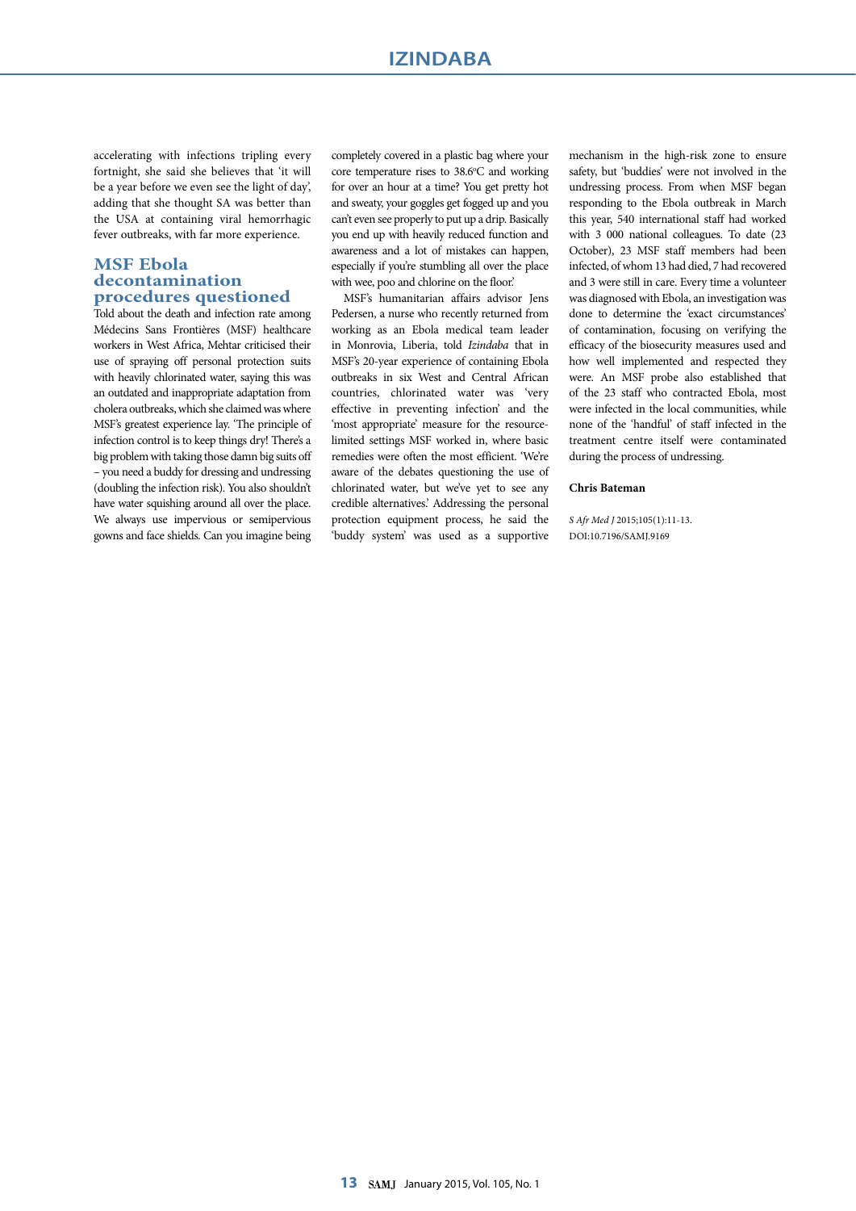accelerating with infections tripling every fortnight, she said she believes that 'it will be a year before we even see the light of day', adding that she thought SA was better than the USA at containing viral hemorrhagic fever outbreaks, with far more experience.

## MSF Ebola decontamination procedures questioned

Told about the death and infection rate among Médecins Sans Frontières (MSF) healthcare workers in West Africa, Mehtar criticised their use of spraying off personal protection suits with heavily chlorinated water, saying this was an outdated and inappropriate adaptation from cholera outbreaks, which she claimed was where MSF's greatest experience lay. 'The principle of infection control is to keep things dry! There's a big problem with taking those damn big suits off – you need a buddy for dressing and undressing (doubling the infection risk). You also shouldn't have water squishing around all over the place. We always use impervious or semipervious gowns and face shields. Can you imagine being completely covered in a plastic bag where your core temperature rises to 38.6°C and working for over an hour at a time? You get pretty hot and sweaty, your goggles get fogged up and you can't even see properly to put up a drip. Basically you end up with heavily reduced function and awareness and a lot of mistakes can happen, especially if you're stumbling all over the place with wee, poo and chlorine on the floor.'

MSF's humanitarian affairs advisor Jens Pedersen, a nurse who recently returned from working as an Ebola medical team leader in Monrovia, Liberia, told *Izindaba* that in MSF's 20-year experience of containing Ebola outbreaks in six West and Central African countries, chlorinated water was 'very effective in preventing infection' and the 'most appropriate' measure for the resource-limited settings MSF worked in, where basic remedies were often the most efficient. 'We're aware of the debates questioning the use of chlorinated water, but we've yet to see any credible alternatives.' Addressing the personal protection equipment process, he said the 'buddy system' was used as a supportive mechanism in the high-risk zone to ensure safety, but 'buddies' were not involved in the undressing process. From when MSF began responding to the Ebola outbreak in March this year, 540 international staff had worked with 3 000 national colleagues. To date (23 October), 23 MSF staff members had been infected, of whom 13 had died, 7 had recovered and 3 were still in care. Every time a volunteer was diagnosed with Ebola, an investigation was done to determine the 'exact circumstances' of contamination, focusing on verifying the efficacy of the biosecurity measures used and how well implemented and respected they were. An MSF probe also established that of the 23 staff who contracted Ebola, most were infected in the local communities, while none of the 'handful' of staff infected in the treatment centre itself were contaminated during the process of undressing.

**Chris Bateman**

*S Afr Med J* 2015;105(1):11-13. DOI:10.7196/SAMJ.9169